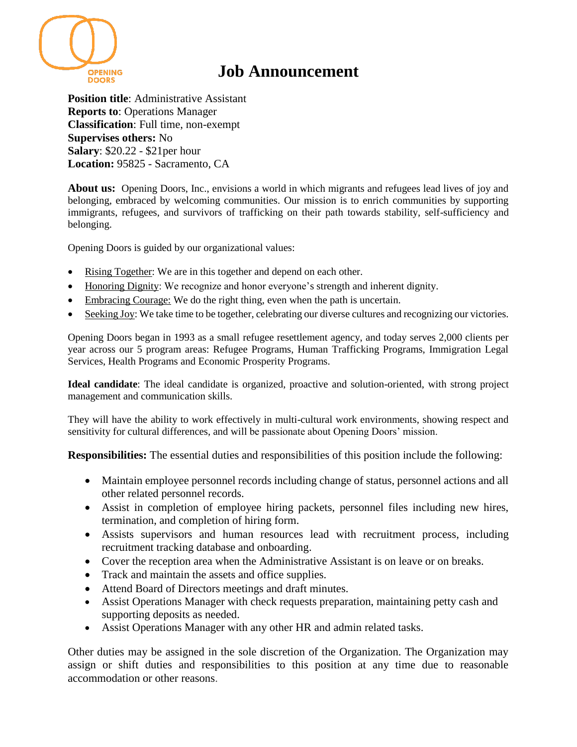# Job Announcement

**Position title**: Administrative Assistant
**Reports to**: Operations Manager
**Classification**: Full time, non-exempt
**Supervises others:** No
**Salary**: $20.22 - $21per hour
**Location:** 95825 - Sacramento, CA

**About us:** Opening Doors, Inc., envisions a world in which migrants and refugees lead lives of joy and belonging, embraced by welcoming communities. Our mission is to enrich communities by supporting immigrants, refugees, and survivors of trafficking on their path towards stability, self-sufficiency and belonging.

Opening Doors is guided by our organizational values:

- Rising Together: We are in this together and depend on each other.
- Honoring Dignity: We recognize and honor everyone's strength and inherent dignity.
- Embracing Courage: We do the right thing, even when the path is uncertain.
- Seeking Joy: We take time to be together, celebrating our diverse cultures and recognizing our victories.

Opening Doors began in 1993 as a small refugee resettlement agency, and today serves 2,000 clients per year across our 5 program areas: Refugee Programs, Human Trafficking Programs, Immigration Legal Services, Health Programs and Economic Prosperity Programs.

**Ideal candidate**: The ideal candidate is organized, proactive and solution-oriented, with strong project management and communication skills.

They will have the ability to work effectively in multi-cultural work environments, showing respect and sensitivity for cultural differences, and will be passionate about Opening Doors' mission.

**Responsibilities:** The essential duties and responsibilities of this position include the following:

- Maintain employee personnel records including change of status, personnel actions and all other related personnel records.
- Assist in completion of employee hiring packets, personnel files including new hires, termination, and completion of hiring form.
- Assists supervisors and human resources lead with recruitment process, including recruitment tracking database and onboarding.
- Cover the reception area when the Administrative Assistant is on leave or on breaks.
- Track and maintain the assets and office supplies.
- Attend Board of Directors meetings and draft minutes.
- Assist Operations Manager with check requests preparation, maintaining petty cash and supporting deposits as needed.
- Assist Operations Manager with any other HR and admin related tasks.

Other duties may be assigned in the sole discretion of the Organization. The Organization may assign or shift duties and responsibilities to this position at any time due to reasonable accommodation or other reasons.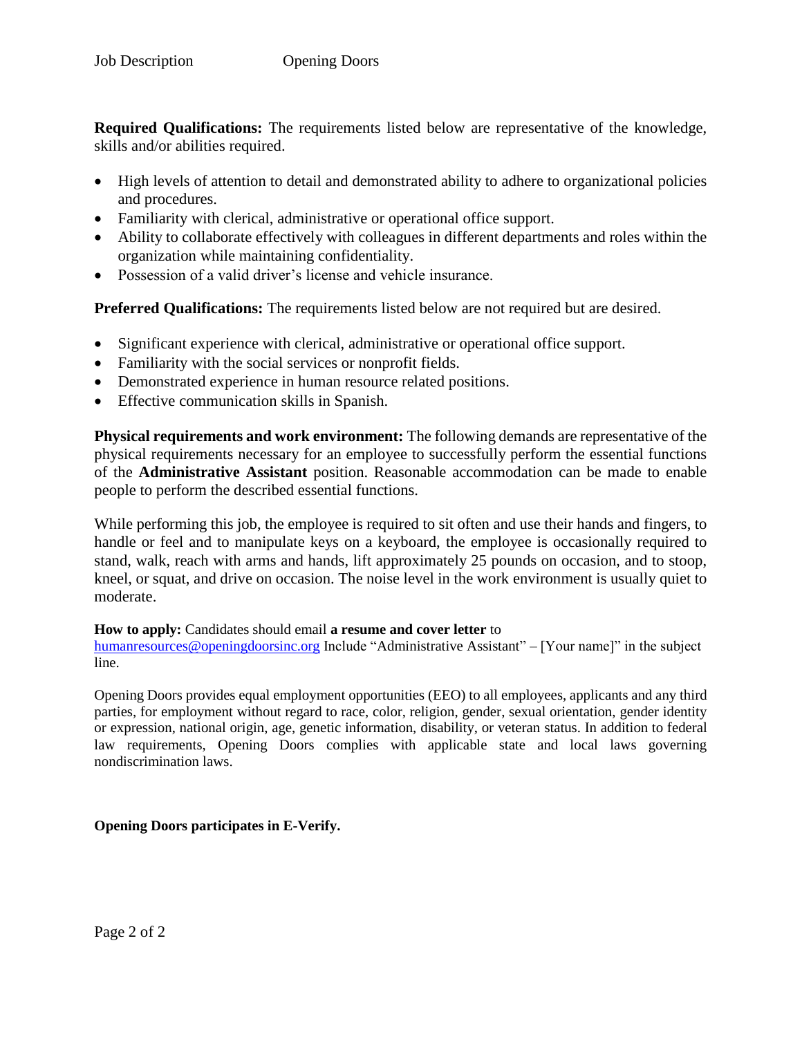**Required Qualifications:** The requirements listed below are representative of the knowledge, skills and/or abilities required.

- High levels of attention to detail and demonstrated ability to adhere to organizational policies and procedures.
- Familiarity with clerical, administrative or operational office support.
- Ability to collaborate effectively with colleagues in different departments and roles within the organization while maintaining confidentiality.
- Possession of a valid driver's license and vehicle insurance.

**Preferred Qualifications:** The requirements listed below are not required but are desired.

- Significant experience with clerical, administrative or operational office support.
- Familiarity with the social services or nonprofit fields.
- Demonstrated experience in human resource related positions.
- Effective communication skills in Spanish.

**Physical requirements and work environment:** The following demands are representative of the physical requirements necessary for an employee to successfully perform the essential functions of the **Administrative Assistant** position. Reasonable accommodation can be made to enable people to perform the described essential functions.

While performing this job, the employee is required to sit often and use their hands and fingers, to handle or feel and to manipulate keys on a keyboard, the employee is occasionally required to stand, walk, reach with arms and hands, lift approximately 25 pounds on occasion, and to stoop, kneel, or squat, and drive on occasion. The noise level in the work environment is usually quiet to moderate.

**How to apply:** Candidates should email **a resume and cover letter** to humanresources@openingdoorsinc.org Include "Administrative Assistant" – [Your name]" in the subject line.

Opening Doors provides equal employment opportunities (EEO) to all employees, applicants and any third parties, for employment without regard to race, color, religion, gender, sexual orientation, gender identity or expression, national origin, age, genetic information, disability, or veteran status. In addition to federal law requirements, Opening Doors complies with applicable state and local laws governing nondiscrimination laws.

**Opening Doors participates in E-Verify.**